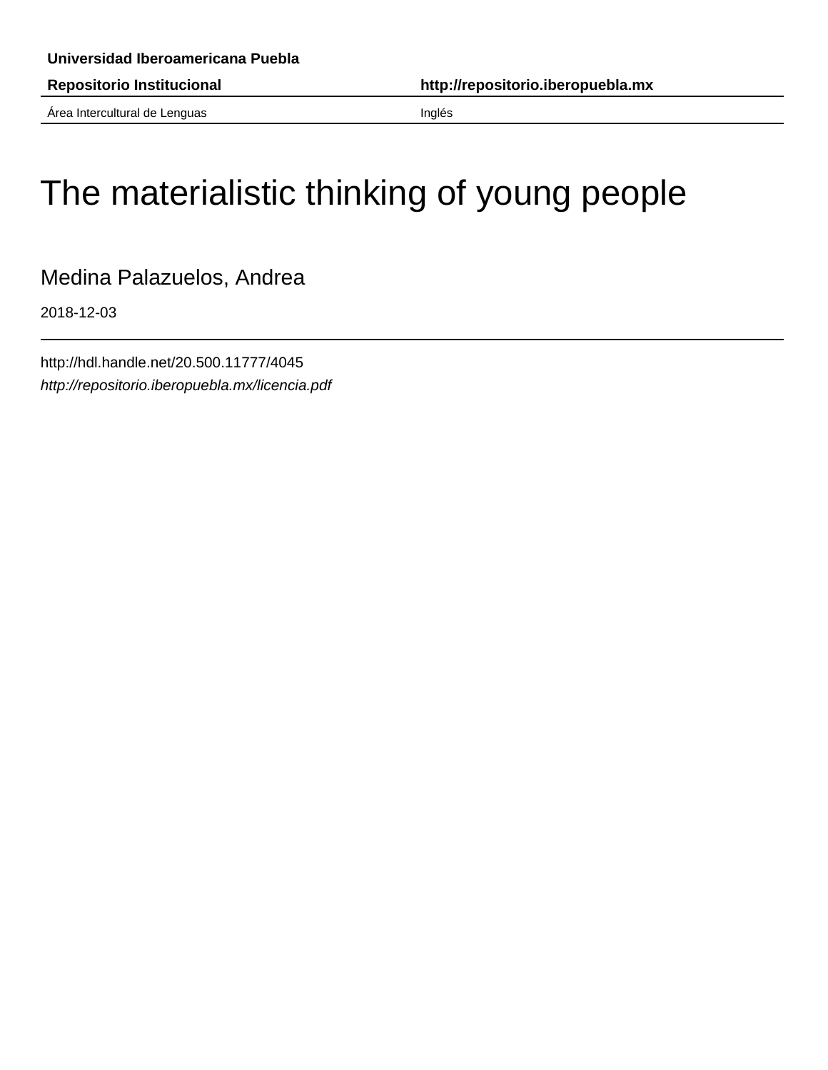**Universidad Iberoamericana Puebla**

| **Repositorio Institucional** | **http://repositorio.iberopuebla.mx** |
|---|---|
| Área Intercultural de Lenguas | Inglés |

# The materialistic thinking of young people

Medina Palazuelos, Andrea

2018-12-03

---

http://hdl.handle.net/20.500.11777/4045

*http://repositorio.iberopuebla.mx/licencia.pdf*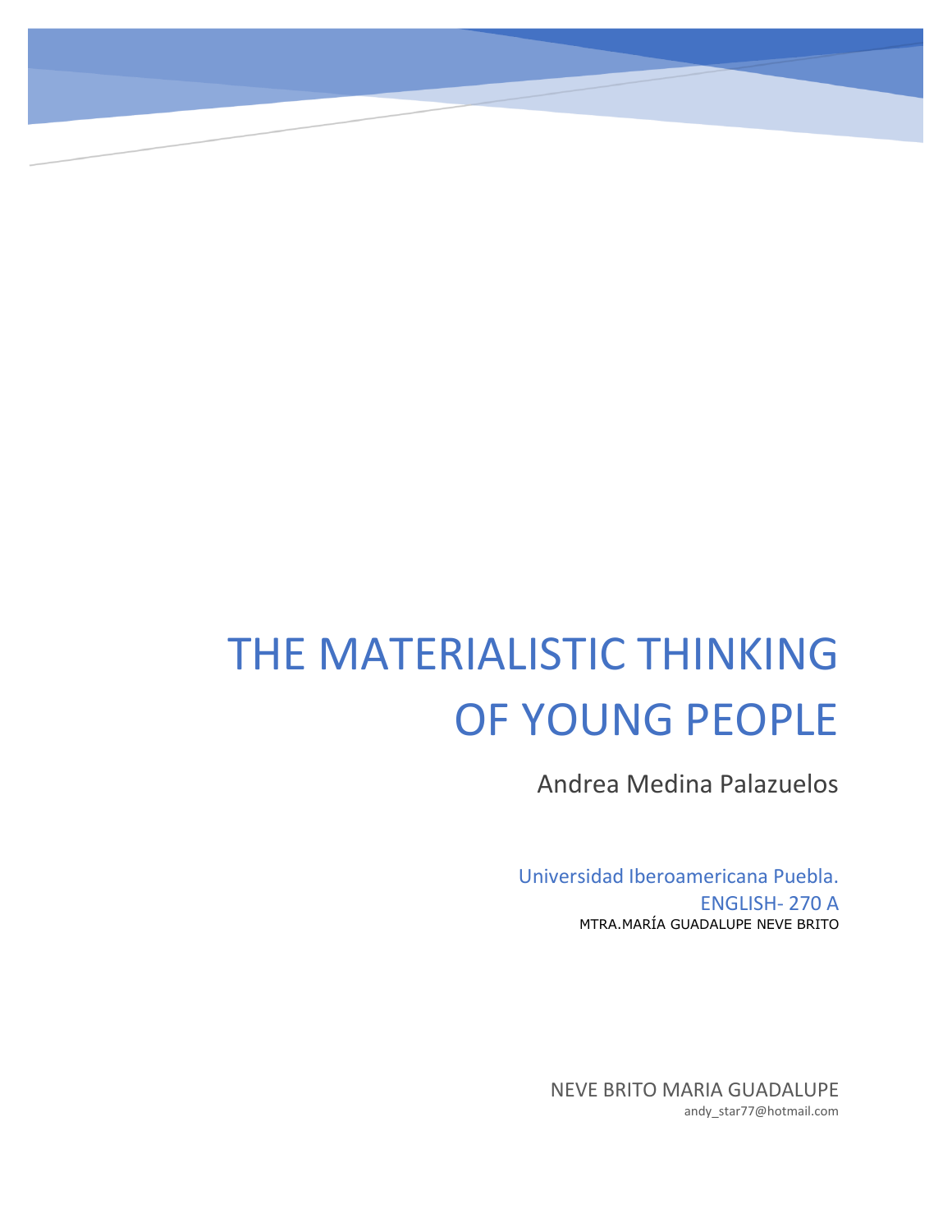# THE MATERIALISTIC THINKING OF YOUNG PEOPLE

Andrea Medina Palazuelos

Universidad Iberoamericana Puebla.
ENGLISH- 270 A
MTRA.MARÍA GUADALUPE NEVE BRITO

NEVE BRITO MARIA GUADALUPE
andy_star77@hotmail.com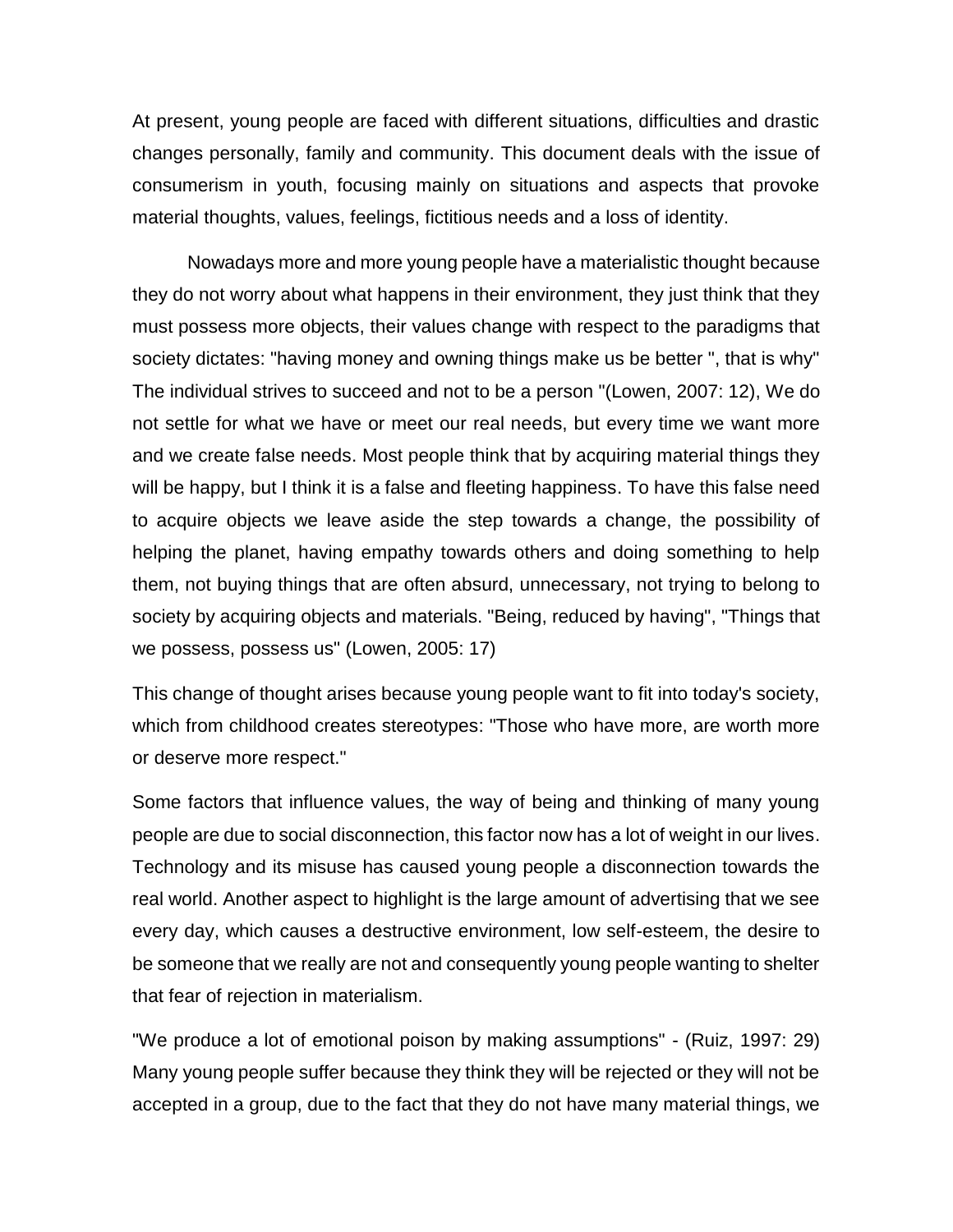At present, young people are faced with different situations, difficulties and drastic changes personally, family and community. This document deals with the issue of consumerism in youth, focusing mainly on situations and aspects that provoke material thoughts, values, feelings, fictitious needs and a loss of identity.

Nowadays more and more young people have a materialistic thought because they do not worry about what happens in their environment, they just think that they must possess more objects, their values change with respect to the paradigms that society dictates: "having money and owning things make us be better ", that is why" The individual strives to succeed and not to be a person "(Lowen, 2007: 12), We do not settle for what we have or meet our real needs, but every time we want more and we create false needs. Most people think that by acquiring material things they will be happy, but I think it is a false and fleeting happiness. To have this false need to acquire objects we leave aside the step towards a change, the possibility of helping the planet, having empathy towards others and doing something to help them, not buying things that are often absurd, unnecessary, not trying to belong to society by acquiring objects and materials. "Being, reduced by having", "Things that we possess, possess us" (Lowen, 2005: 17)

This change of thought arises because young people want to fit into today's society, which from childhood creates stereotypes: "Those who have more, are worth more or deserve more respect."

Some factors that influence values, the way of being and thinking of many young people are due to social disconnection, this factor now has a lot of weight in our lives. Technology and its misuse has caused young people a disconnection towards the real world. Another aspect to highlight is the large amount of advertising that we see every day, which causes a destructive environment, low self-esteem, the desire to be someone that we really are not and consequently young people wanting to shelter that fear of rejection in materialism.

"We produce a lot of emotional poison by making assumptions" - (Ruiz, 1997: 29) Many young people suffer because they think they will be rejected or they will not be accepted in a group, due to the fact that they do not have many material things, we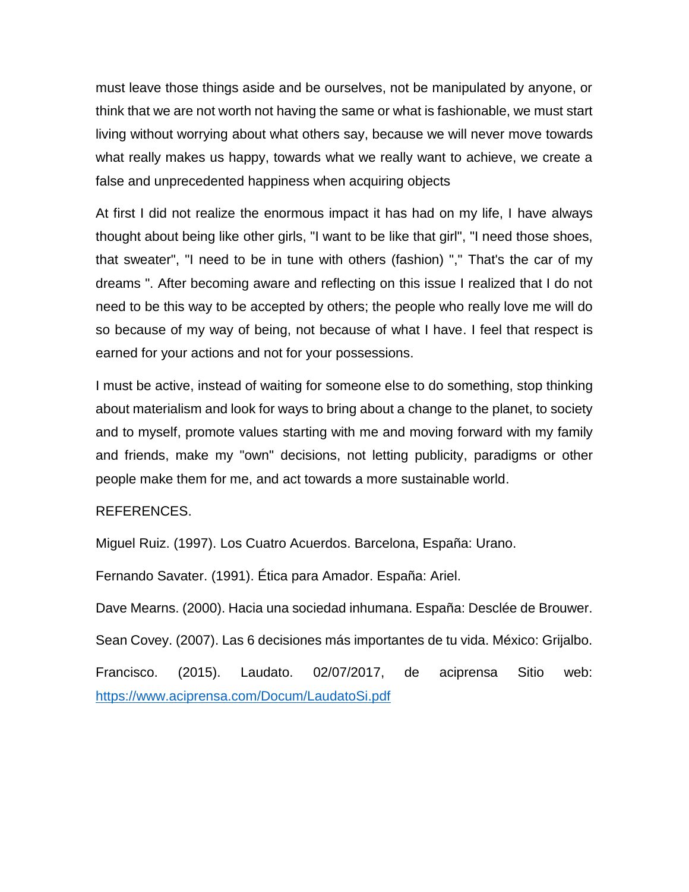must leave those things aside and be ourselves, not be manipulated by anyone, or think that we are not worth not having the same or what is fashionable, we must start living without worrying about what others say, because we will never move towards what really makes us happy, towards what we really want to achieve, we create a false and unprecedented happiness when acquiring objects

At first I did not realize the enormous impact it has had on my life, I have always thought about being like other girls, "I want to be like that girl", "I need those shoes, that sweater", "I need to be in tune with others (fashion) "," That's the car of my dreams ". After becoming aware and reflecting on this issue I realized that I do not need to be this way to be accepted by others; the people who really love me will do so because of my way of being, not because of what I have. I feel that respect is earned for your actions and not for your possessions.

I must be active, instead of waiting for someone else to do something, stop thinking about materialism and look for ways to bring about a change to the planet, to society and to myself, promote values starting with me and moving forward with my family and friends, make my "own" decisions, not letting publicity, paradigms or other people make them for me, and act towards a more sustainable world.

REFERENCES.

Miguel Ruiz. (1997). Los Cuatro Acuerdos. Barcelona, España: Urano.

Fernando Savater. (1991). Ética para Amador. España: Ariel.

Dave Mearns. (2000). Hacia una sociedad inhumana. España: Desclée de Brouwer.

Sean Covey. (2007). Las 6 decisiones más importantes de tu vida. México: Grijalbo.

Francisco. (2015). Laudato. 02/07/2017, de aciprensa Sitio web: [https://www.aciprensa.com/Docum/LaudatoSi.pdf](https://www.aciprensa.com/Docum/LaudatoSi.pdf)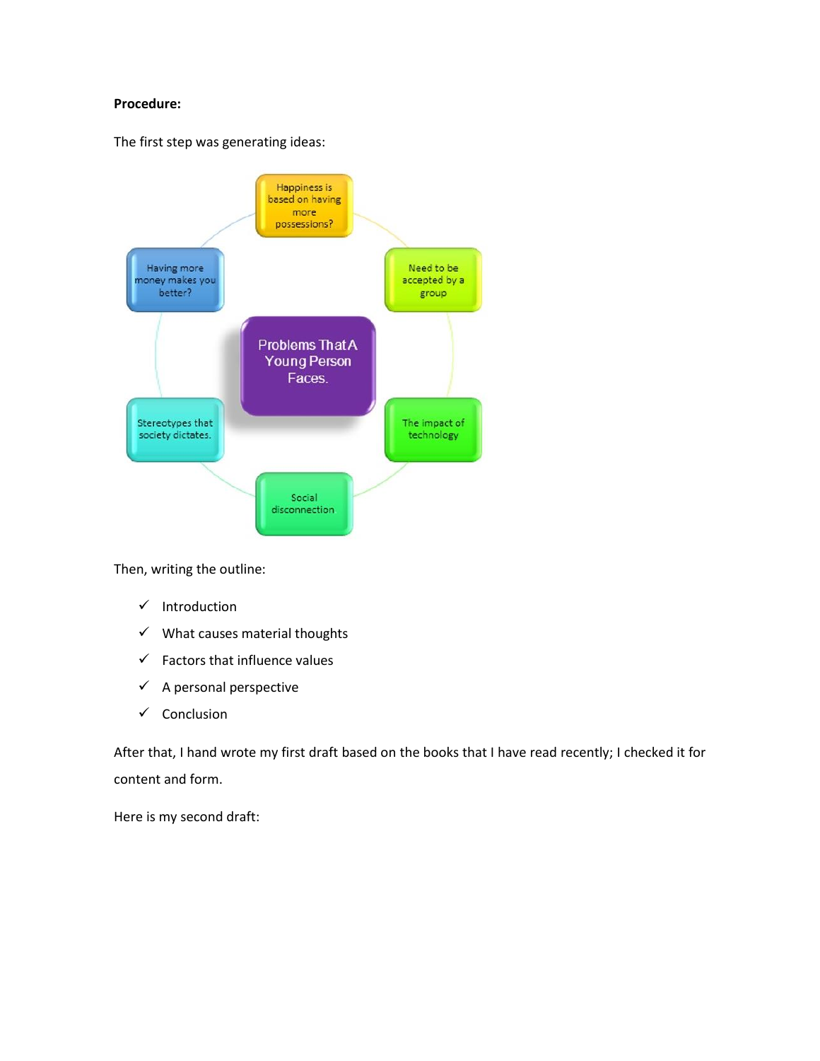**Procedure:**

The first step was generating ideas:

Problems That A Young Person Faces.

- Happiness is based on having more possessions?
- Need to be accepted by a group
- The impact of technology
- Social disconnection
- Stereotypes that society dictates.
- Having more money makes you better?

Then, writing the outline:

- ✓ Introduction
- ✓ What causes material thoughts
- ✓ Factors that influence values
- ✓ A personal perspective
- ✓ Conclusion

After that, I hand wrote my first draft based on the books that I have read recently; I checked it for content and form.

Here is my second draft: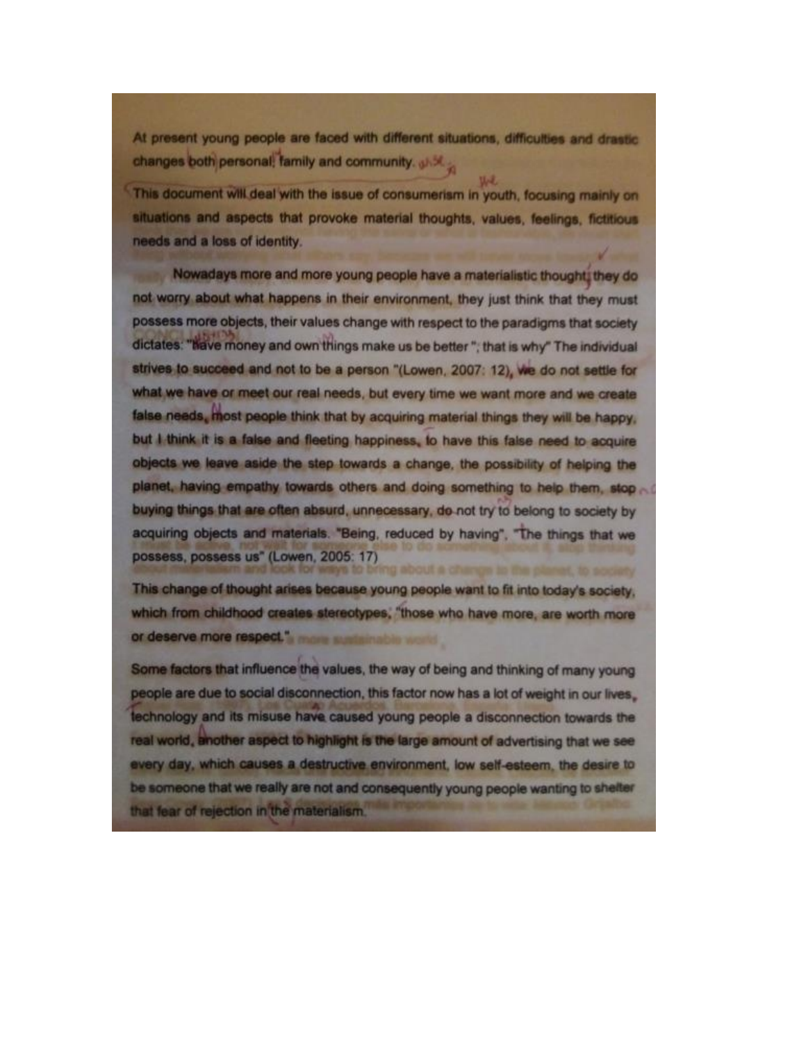At present young people are faced with different situations, difficulties and drastic changes both personal, family and community.

This document will deal with the issue of consumerism in youth, focusing mainly on situations and aspects that provoke material thoughts, values, feelings, fictitious needs and a loss of identity.

Nowadays more and more young people have a materialistic thought; they do not worry about what happens in their environment, they just think that they must possess more objects, their values change with respect to the paradigms that society dictates: "have money and own things make us be better "; that is why" The individual strives to succeed and not to be a person "(Lowen, 2007: 12), we do not settle for what we have or meet our real needs, but every time we want more and we create false needs, most people think that by acquiring material things they will be happy, but I think it is a false and fleeting happiness, to have this false need to acquire objects we leave aside the step towards a change, the possibility of helping the planet, having empathy towards others and doing something to help them, stop buying things that are often absurd, unnecessary, do not try to belong to society by acquiring objects and materials. "Being, reduced by having", "The things that we possess, possess us" (Lowen, 2005: 17)

This change of thought arises because young people want to fit into today's society, which from childhood creates stereotypes, "those who have more, are worth more or deserve more respect."

Some factors that influence the values, the way of being and thinking of many young people are due to social disconnection, this factor now has a lot of weight in our lives, technology and its misuse have caused young people a disconnection towards the real world, another aspect to highlight is the large amount of advertising that we see every day, which causes a destructive environment, low self-esteem, the desire to be someone that we really are not and consequently young people wanting to shelter that fear of rejection in the materialism.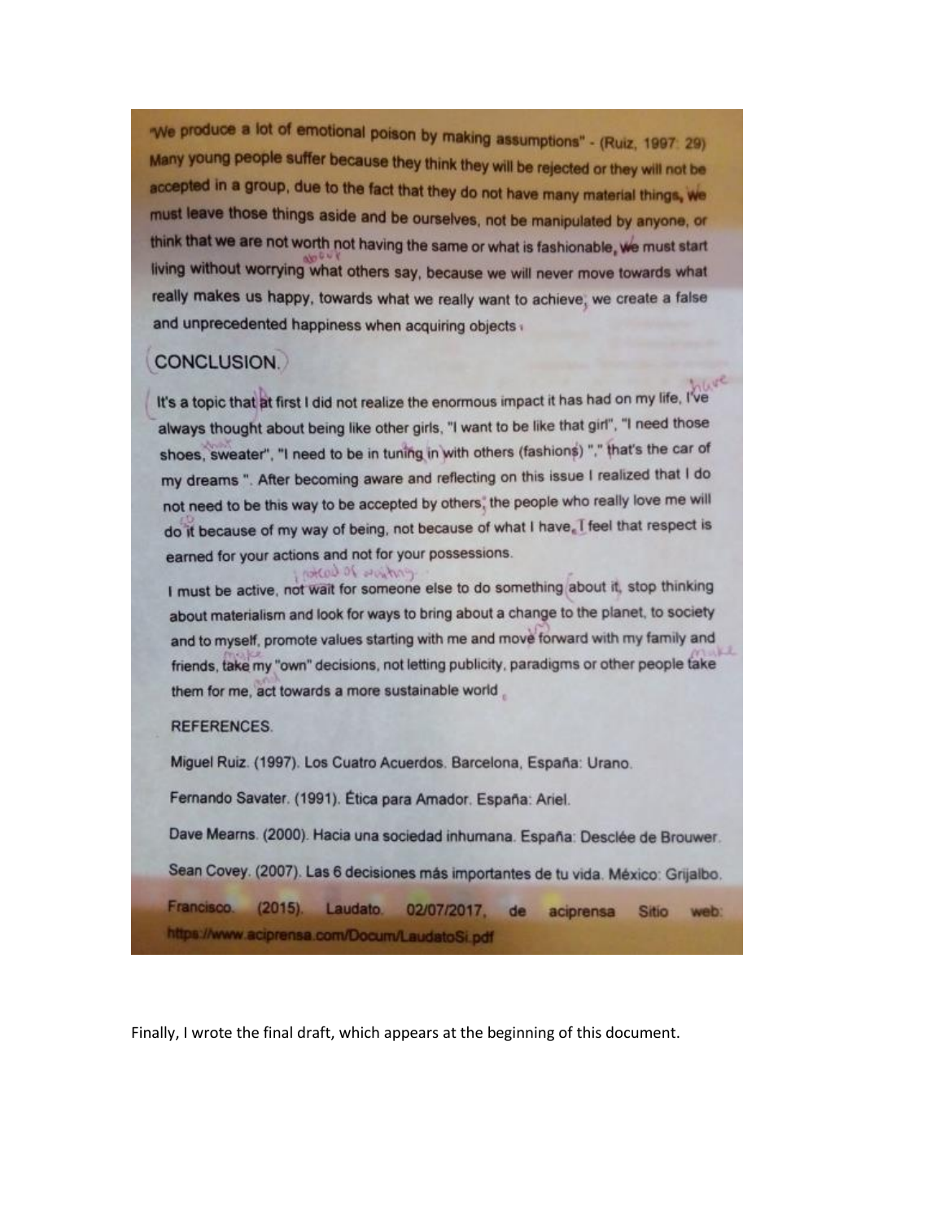"We produce a lot of emotional poison by making assumptions" - (Ruiz, 1997: 29) Many young people suffer because they think they will be rejected or they will not be accepted in a group, due to the fact that they do not have many material things, we must leave those things aside and be ourselves, not be manipulated by anyone, or think that we are not worth not having the same or what is fashionable, we must start living without worrying about what others say, because we will never move towards what really makes us happy, towards what we really want to achieve, we create a false and unprecedented happiness when acquiring objects.

## CONCLUSION.

It's a topic that at first I did not realize the enormous impact it has had on my life, I've always thought about being like other girls, "I want to be like that girl", "I need those shoes, sweater", "I need to be in tuning in with others (fashions) "," that's the car of my dreams ". After becoming aware and reflecting on this issue I realized that I do not need to be this way to be accepted by others, the people who really love me will do it because of my way of being, not because of what I have. I feel that respect is earned for your actions and not for your possessions.

I must be active, not wait for someone else to do something about it, stop thinking about materialism and look for ways to bring about a change to the planet, to society and to myself, promote values starting with me and move forward with my family and friends, take my "own" decisions, not letting publicity, paradigms or other people take them for me, act towards a more sustainable world.

REFERENCES.

Miguel Ruiz. (1997). Los Cuatro Acuerdos. Barcelona, España: Urano.

Fernando Savater. (1991). Ética para Amador. España: Ariel.

Dave Mearns. (2000). Hacia una sociedad inhumana. España: Desclée de Brouwer.

Sean Covey. (2007). Las 6 decisiones más importantes de tu vida. México: Grijalbo.

Francisco. (2015). Laudato. 02/07/2017, de aciprensa Sitio web: https://www.aciprensa.com/Docum/LaudatoSi.pdf

Finally, I wrote the final draft, which appears at the beginning of this document.